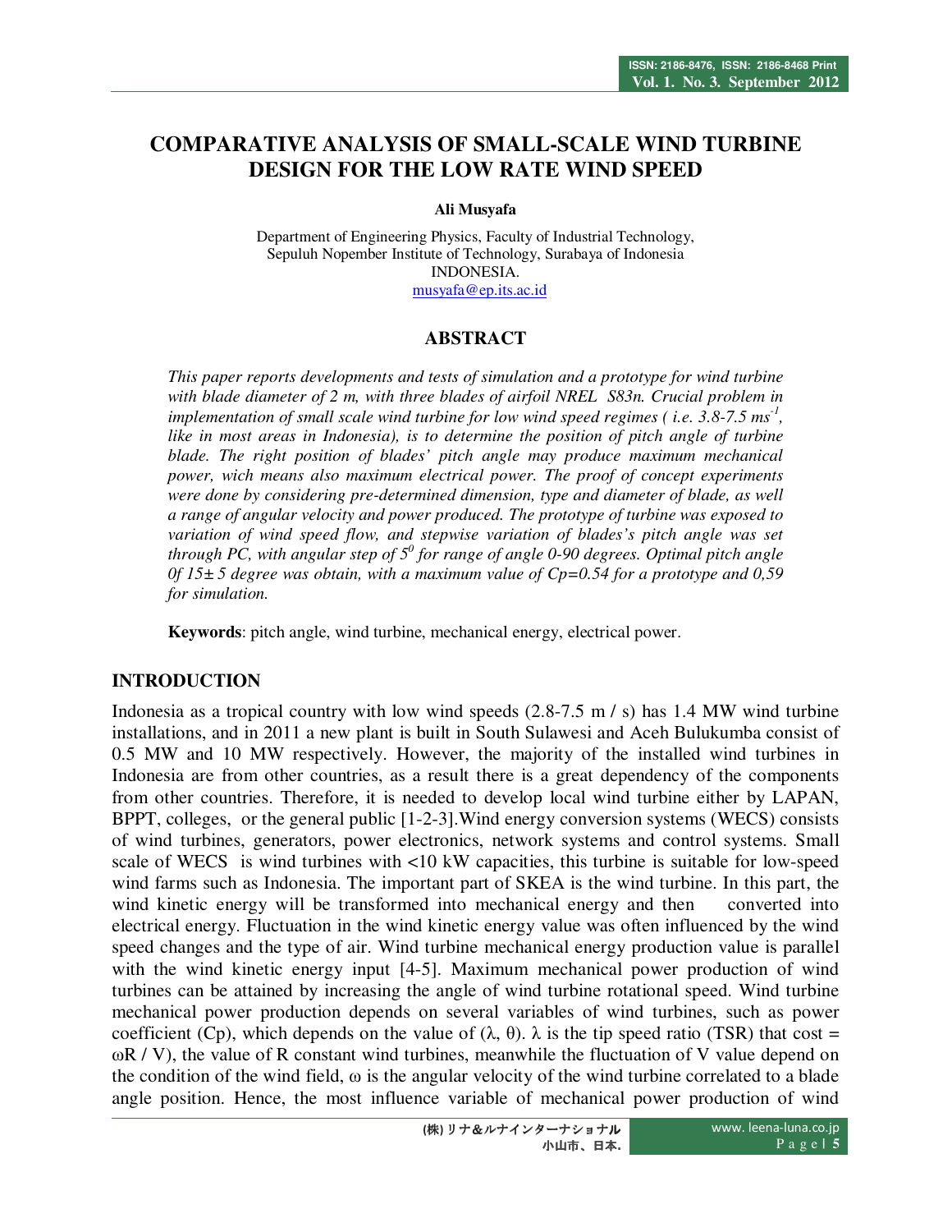# COMPARATIVE ANALYSIS OF SMALL-SCALE WIND TURBINE DESIGN FOR THE LOW RATE WIND SPEED

**Ali Musyafa**

Department of Engineering Physics, Faculty of Industrial Technology,
Sepuluh Nopember Institute of Technology, Surabaya of Indonesia
INDONESIA.
musyafa@ep.its.ac.id

## ABSTRACT

*This paper reports developments and tests of simulation and a prototype for wind turbine with blade diameter of 2 m, with three blades of airfoil NREL S83n. Crucial problem in implementation of small scale wind turbine for low wind speed regimes ( i.e. 3.8-7.5 ms$^{-1}$, like in most areas in Indonesia), is to determine the position of pitch angle of turbine blade. The right position of blades' pitch angle may produce maximum mechanical power, wich means also maximum electrical power. The proof of concept experiments were done by considering pre-determined dimension, type and diameter of blade, as well a range of angular velocity and power produced. The prototype of turbine was exposed to variation of wind speed flow, and stepwise variation of blades's pitch angle was set through PC, with angular step of 5$^0$ for range of angle 0-90 degrees. Optimal pitch angle 0f 15± 5 degree was obtain, with a maximum value of Cp=0.54 for a prototype and 0,59 for simulation.*

**Keywords**: pitch angle, wind turbine, mechanical energy, electrical power.

## INTRODUCTION

Indonesia as a tropical country with low wind speeds (2.8-7.5 m / s) has 1.4 MW wind turbine installations, and in 2011 a new plant is built in South Sulawesi and Aceh Bulukumba consist of 0.5 MW and 10 MW respectively. However, the majority of the installed wind turbines in Indonesia are from other countries, as a result there is a great dependency of the components from other countries. Therefore, it is needed to develop local wind turbine either by LAPAN, BPPT, colleges, or the general public [1-2-3].Wind energy conversion systems (WECS) consists of wind turbines, generators, power electronics, network systems and control systems. Small scale of WECS is wind turbines with <10 kW capacities, this turbine is suitable for low-speed wind farms such as Indonesia. The important part of SKEA is the wind turbine. In this part, the wind kinetic energy will be transformed into mechanical energy and then converted into electrical energy. Fluctuation in the wind kinetic energy value was often influenced by the wind speed changes and the type of air. Wind turbine mechanical energy production value is parallel with the wind kinetic energy input [4-5]. Maximum mechanical power production of wind turbines can be attained by increasing the angle of wind turbine rotational speed. Wind turbine mechanical power production depends on several variables of wind turbines, such as power coefficient (Cp), which depends on the value of (λ, θ). λ is the tip speed ratio (TSR) that cost = ωR / V), the value of R constant wind turbines, meanwhile the fluctuation of V value depend on the condition of the wind field, ω is the angular velocity of the wind turbine correlated to a blade angle position. Hence, the most influence variable of mechanical power production of wind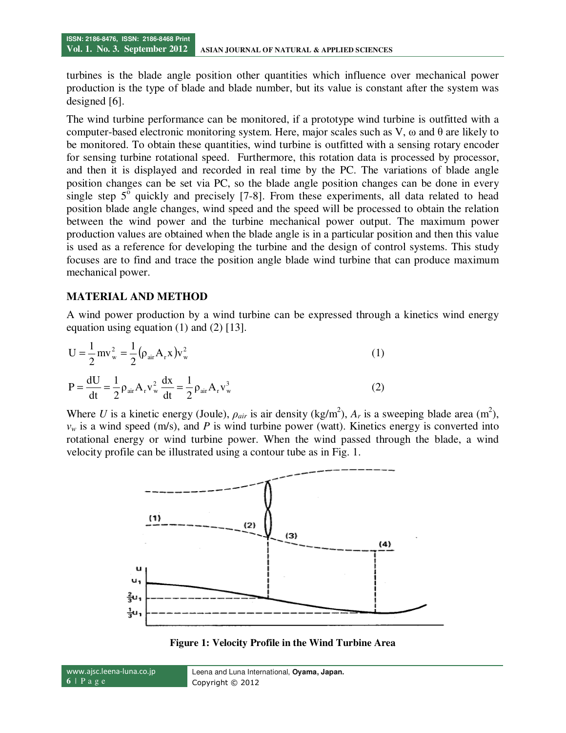turbines is the blade angle position other quantities which influence over mechanical power production is the type of blade and blade number, but its value is constant after the system was designed [6].

The wind turbine performance can be monitored, if a prototype wind turbine is outfitted with a computer-based electronic monitoring system. Here, major scales such as V, ω and θ are likely to be monitored. To obtain these quantities, wind turbine is outfitted with a sensing rotary encoder for sensing turbine rotational speed. Furthermore, this rotation data is processed by processor, and then it is displayed and recorded in real time by the PC. The variations of blade angle position changes can be set via PC, so the blade angle position changes can be done in every single step $5^{o}$ quickly and precisely [7-8]. From these experiments, all data related to head position blade angle changes, wind speed and the speed will be processed to obtain the relation between the wind power and the turbine mechanical power output. The maximum power production values are obtained when the blade angle is in a particular position and then this value is used as a reference for developing the turbine and the design of control systems. This study focuses are to find and trace the position angle blade wind turbine that can produce maximum mechanical power.

## MATERIAL AND METHOD

A wind power production by a wind turbine can be expressed through a kinetics wind energy equation using equation (1) and (2) [13].

$$U = \frac{1}{2} m v_w^2 = \frac{1}{2}(\rho_{air} A_r x) v_w^2 \tag{1}$$

$$P = \frac{dU}{dt} = \frac{1}{2} \rho_{air} A_r v_w^2 \frac{dx}{dt} = \frac{1}{2} \rho_{air} A_r v_w^3 \tag{2}$$

Where $U$ is a kinetic energy (Joule), $\rho_{air}$ is air density (kg/m$^2$), $A_r$ is a sweeping blade area (m$^2$), $v_w$ is a wind speed (m/s), and $P$ is wind turbine power (watt). Kinetics energy is converted into rotational energy or wind turbine power. When the wind passed through the blade, a wind velocity profile can be illustrated using a contour tube as in Fig. 1.

**Figure 1: Velocity Profile in the Wind Turbine Area**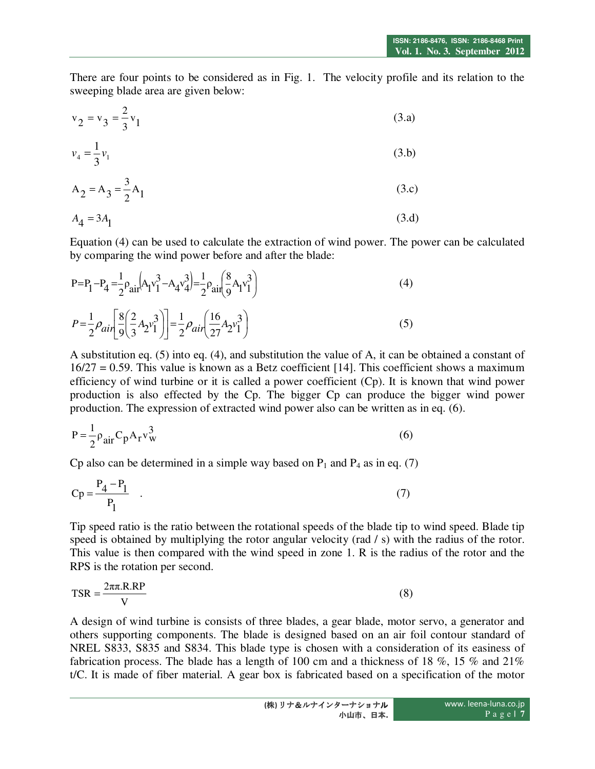There are four points to be considered as in Fig. 1. The velocity profile and its relation to the sweeping blade area are given below:

$$v_2 = v_3 = \frac{2}{3} v_1 \tag{3.a}$$

$$v_4 = \frac{1}{3} v_1 \tag{3.b}$$

$$A_2 = A_3 = \frac{3}{2} A_1 \tag{3.c}$$

$$A_4 = 3A_1 \tag{3.d}$$

Equation (4) can be used to calculate the extraction of wind power. The power can be calculated by comparing the wind power before and after the blade:

$$P = P_1 - P_4 = \frac{1}{2}\rho_{air}\left(A_1 v_1^3 - A_4 v_4^3\right) = \frac{1}{2}\rho_{air}\left(\frac{8}{9} A_1 v_1^3\right) \tag{4}$$

$$P = \frac{1}{2}\rho_{air}\left[\frac{8}{9}\left(\frac{2}{3} A_2 v_1^3\right)\right] = \frac{1}{2}\rho_{air}\left(\frac{16}{27} A_2 v_1^3\right) \tag{5}$$

A substitution eq. (5) into eq. (4), and substitution the value of A, it can be obtained a constant of 16/27 = 0.59. This value is known as a Betz coefficient [14]. This coefficient shows a maximum efficiency of wind turbine or it is called a power coefficient (Cp). It is known that wind power production is also effected by the Cp. The bigger Cp can produce the bigger wind power production. The expression of extracted wind power also can be written as in eq. (6).

$$P = \frac{1}{2}\rho_{air} C_p A_r v_w^3 \tag{6}$$

Cp also can be determined in a simple way based on $P_1$ and $P_4$ as in eq. (7)

$$Cp = \frac{P_4 - P_1}{P_1} \quad . \tag{7}$$

Tip speed ratio is the ratio between the rotational speeds of the blade tip to wind speed. Blade tip speed is obtained by multiplying the rotor angular velocity (rad / s) with the radius of the rotor. This value is then compared with the wind speed in zone 1. R is the radius of the rotor and the RPS is the rotation per second.

$$TSR = \frac{2\pi\pi.R.RP}{V} \tag{8}$$

A design of wind turbine is consists of three blades, a gear blade, motor servo, a generator and others supporting components. The blade is designed based on an air foil contour standard of NREL S833, S835 and S834. This blade type is chosen with a consideration of its easiness of fabrication process. The blade has a length of 100 cm and a thickness of 18 %, 15 % and 21% t/C. It is made of fiber material. A gear box is fabricated based on a specification of the motor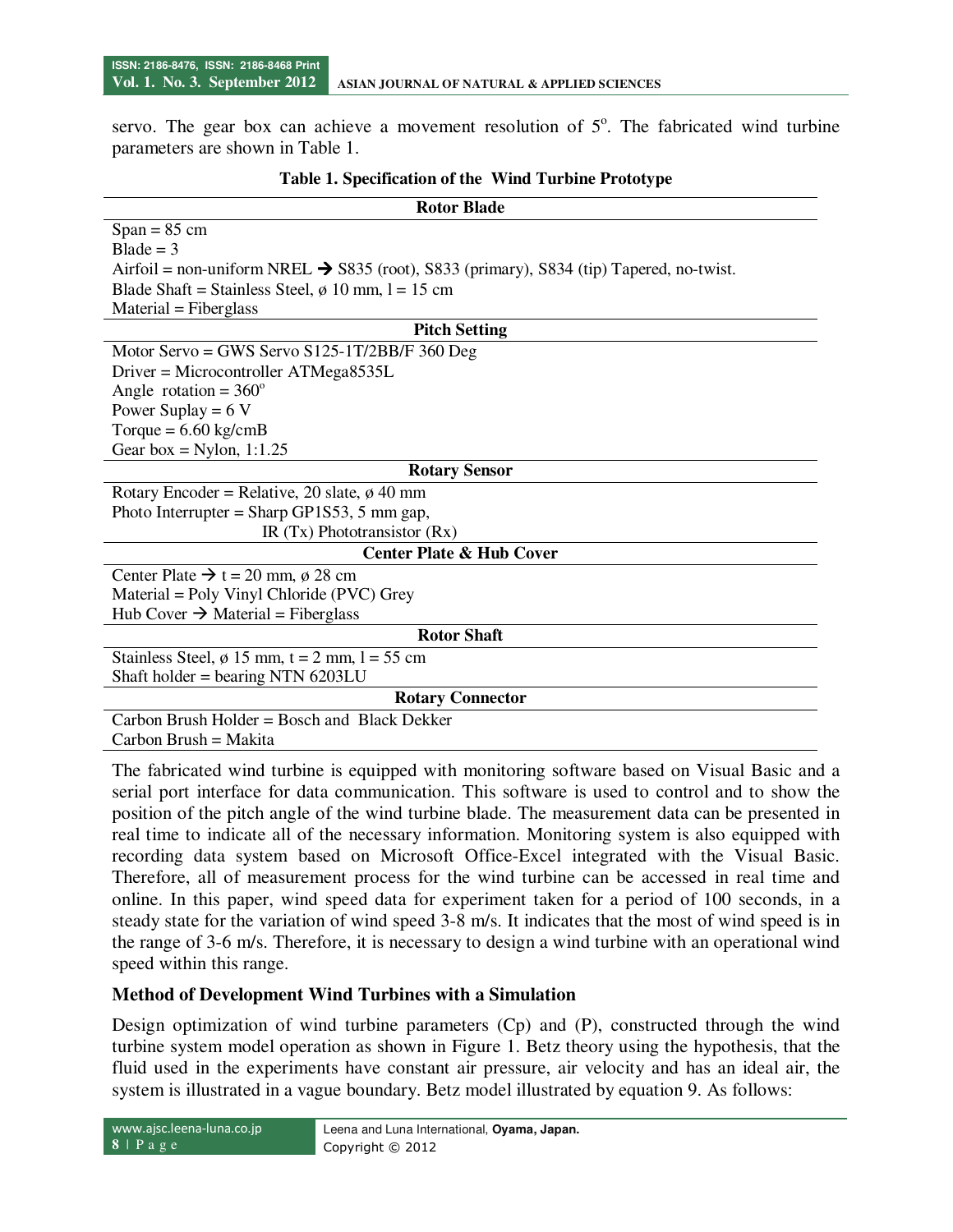servo. The gear box can achieve a movement resolution of $5^o$. The fabricated wind turbine parameters are shown in Table 1.

**Table 1. Specification of the Wind Turbine Prototype**

| **Rotor Blade** |
|---|
| Span = 85 cm<br>Blade = 3<br>Airfoil = non-uniform NREL → S835 (root), S833 (primary), S834 (tip) Tapered, no-twist.<br>Blade Shaft = Stainless Steel, ø 10 mm, l = 15 cm<br>Material = Fiberglass |
| **Pitch Setting** |
| Motor Servo = GWS Servo S125-1T/2BB/F 360 Deg<br>Driver = Microcontroller ATMega8535L<br>Angle rotation = $360^o$<br>Power Suplay = 6 V<br>Torque = 6.60 kg/cmB<br>Gear box = Nylon, 1:1.25 |
| **Rotary Sensor** |
| Rotary Encoder = Relative, 20 slate, ø 40 mm<br>Photo Interrupter = Sharp GP1S53, 5 mm gap,<br>IR (Tx) Phototransistor (Rx) |
| **Center Plate & Hub Cover** |
| Center Plate → t = 20 mm, ø 28 cm<br>Material = Poly Vinyl Chloride (PVC) Grey<br>Hub Cover → Material = Fiberglass |
| **Rotor Shaft** |
| Stainless Steel, ø 15 mm, t = 2 mm, l = 55 cm<br>Shaft holder = bearing NTN 6203LU |
| **Rotary Connector** |
| Carbon Brush Holder = Bosch and Black Dekker<br>Carbon Brush = Makita |

The fabricated wind turbine is equipped with monitoring software based on Visual Basic and a serial port interface for data communication. This software is used to control and to show the position of the pitch angle of the wind turbine blade. The measurement data can be presented in real time to indicate all of the necessary information. Monitoring system is also equipped with recording data system based on Microsoft Office-Excel integrated with the Visual Basic. Therefore, all of measurement process for the wind turbine can be accessed in real time and online. In this paper, wind speed data for experiment taken for a period of 100 seconds, in a steady state for the variation of wind speed 3-8 m/s. It indicates that the most of wind speed is in the range of 3-6 m/s. Therefore, it is necessary to design a wind turbine with an operational wind speed within this range.

### Method of Development Wind Turbines with a Simulation

Design optimization of wind turbine parameters (Cp) and (P), constructed through the wind turbine system model operation as shown in Figure 1. Betz theory using the hypothesis, that the fluid used in the experiments have constant air pressure, air velocity and has an ideal air, the system is illustrated in a vague boundary. Betz model illustrated by equation 9. As follows: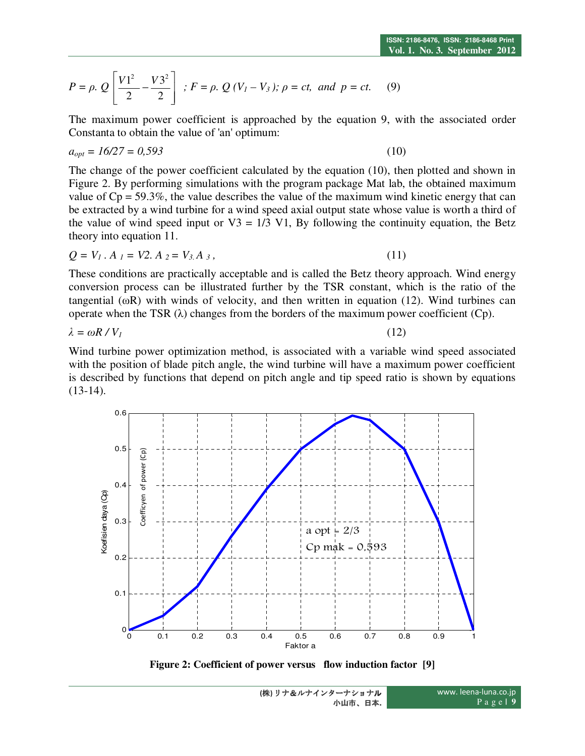$$P = \rho.\ Q \left[ \frac{V1^2}{2} - \frac{V3^2}{2} \right] \ ;\ F = \rho.\ Q\ (V_1 - V_3);\ \rho = ct,\ \ and\ \ p = ct. \qquad (9)$$

The maximum power coefficient is approached by the equation 9, with the associated order Constanta to obtain the value of 'an' optimum:

$$a_{opt} = 16/27 = 0{,}593 \qquad (10)$$

The change of the power coefficient calculated by the equation (10), then plotted and shown in Figure 2. By performing simulations with the program package Mat lab, the obtained maximum value of Cp = 59.3%, the value describes the value of the maximum wind kinetic energy that can be extracted by a wind turbine for a wind speed axial output state whose value is worth a third of the value of wind speed input or V3 = 1/3 V1, By following the continuity equation, the Betz theory into equation 11.

$$Q = V_1 .\ A_1 = V2.\ A_2 = V_3.\ A_3\ , \qquad (11)$$

These conditions are practically acceptable and is called the Betz theory approach. Wind energy conversion process can be illustrated further by the TSR constant, which is the ratio of the tangential (ωR) with winds of velocity, and then written in equation (12). Wind turbines can operate when the TSR (λ) changes from the borders of the maximum power coefficient (Cp).

$$\lambda = \omega R / V_1 \qquad (12)$$

Wind turbine power optimization method, is associated with a variable wind speed associated with the position of blade pitch angle, the wind turbine will have a maximum power coefficient is described by functions that depend on pitch angle and tip speed ratio is shown by equations (13-14).

**Figure 2: Coefficient of power versus flow induction factor [9]**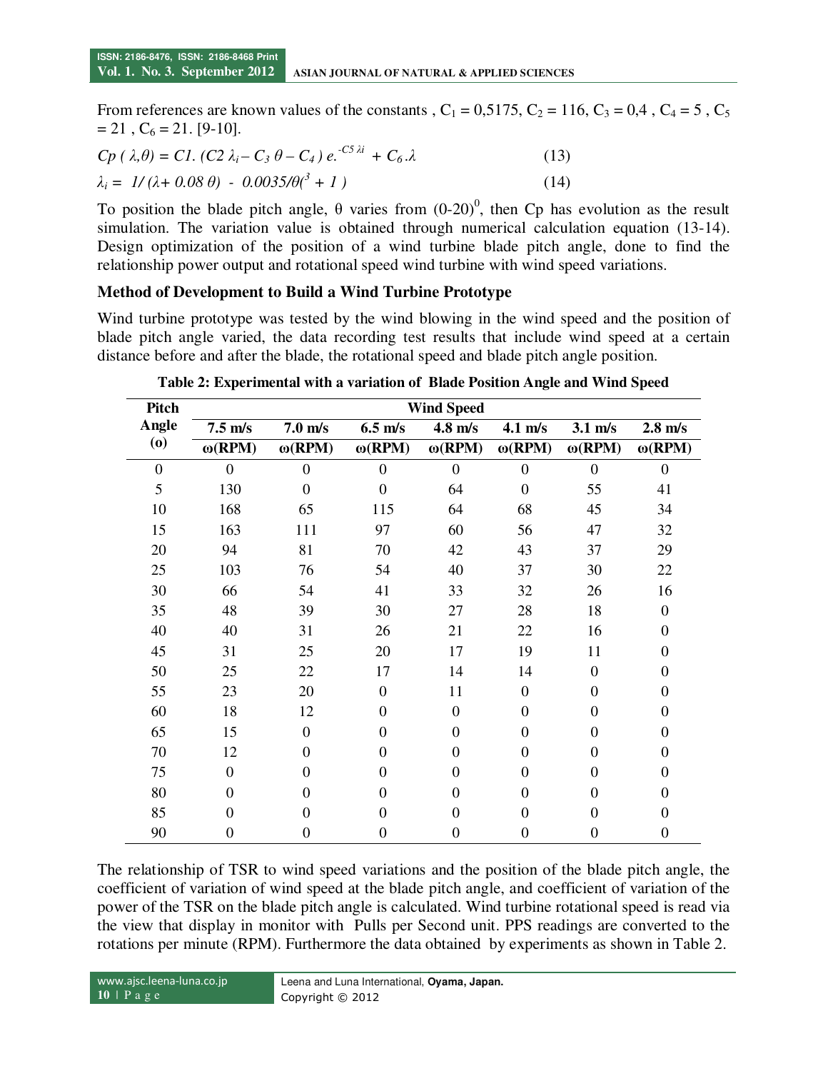From references are known values of the constants , $C_1$ = 0,5175, $C_2$ = 116, $C_3$ = 0,4 , $C_4$ = 5 , $C_5$ = 21 , $C_6$ = 21. [9-10].

$$Cp\ (\lambda,\theta) = C1.\ (C2\ \lambda_i - C_3\ \theta - C_4\ )\ e.^{-C5\ \lambda i}\ + C_6.\lambda \qquad (13)$$

$$\lambda_i = 1/\ (\lambda + 0.08\ \theta)\ -\ 0.0035/\theta(^3 + 1\ ) \qquad (14)$$

To position the blade pitch angle, θ varies from $(0\text{-}20)^0$, then Cp has evolution as the result simulation. The variation value is obtained through numerical calculation equation (13-14). Design optimization of the position of a wind turbine blade pitch angle, done to find the relationship power output and rotational speed wind turbine with wind speed variations.

**Method of Development to Build a Wind Turbine Prototype**

Wind turbine prototype was tested by the wind blowing in the wind speed and the position of blade pitch angle varied, the data recording test results that include wind speed at a certain distance before and after the blade, the rotational speed and blade pitch angle position.

**Table 2: Experimental with a variation of Blade Position Angle and Wind Speed**

| Pitch Angle (o) | Wind Speed | | | | | | |
|---|---|---|---|---|---|---|---|
| | 7.5 m/s | 7.0 m/s | 6.5 m/s | 4.8 m/s | 4.1 m/s | 3.1 m/s | 2.8 m/s |
| | ω(RPM) | ω(RPM) | ω(RPM) | ω(RPM) | ω(RPM) | ω(RPM) | ω(RPM) |
| 0 | 0 | 0 | 0 | 0 | 0 | 0 | 0 |
| 5 | 130 | 0 | 0 | 64 | 0 | 55 | 41 |
| 10 | 168 | 65 | 115 | 64 | 68 | 45 | 34 |
| 15 | 163 | 111 | 97 | 60 | 56 | 47 | 32 |
| 20 | 94 | 81 | 70 | 42 | 43 | 37 | 29 |
| 25 | 103 | 76 | 54 | 40 | 37 | 30 | 22 |
| 30 | 66 | 54 | 41 | 33 | 32 | 26 | 16 |
| 35 | 48 | 39 | 30 | 27 | 28 | 18 | 0 |
| 40 | 40 | 31 | 26 | 21 | 22 | 16 | 0 |
| 45 | 31 | 25 | 20 | 17 | 19 | 11 | 0 |
| 50 | 25 | 22 | 17 | 14 | 14 | 0 | 0 |
| 55 | 23 | 20 | 0 | 11 | 0 | 0 | 0 |
| 60 | 18 | 12 | 0 | 0 | 0 | 0 | 0 |
| 65 | 15 | 0 | 0 | 0 | 0 | 0 | 0 |
| 70 | 12 | 0 | 0 | 0 | 0 | 0 | 0 |
| 75 | 0 | 0 | 0 | 0 | 0 | 0 | 0 |
| 80 | 0 | 0 | 0 | 0 | 0 | 0 | 0 |
| 85 | 0 | 0 | 0 | 0 | 0 | 0 | 0 |
| 90 | 0 | 0 | 0 | 0 | 0 | 0 | 0 |

The relationship of TSR to wind speed variations and the position of the blade pitch angle, the coefficient of variation of wind speed at the blade pitch angle, and coefficient of variation of the power of the TSR on the blade pitch angle is calculated. Wind turbine rotational speed is read via the view that display in monitor with Pulls per Second unit. PPS readings are converted to the rotations per minute (RPM). Furthermore the data obtained by experiments as shown in Table 2.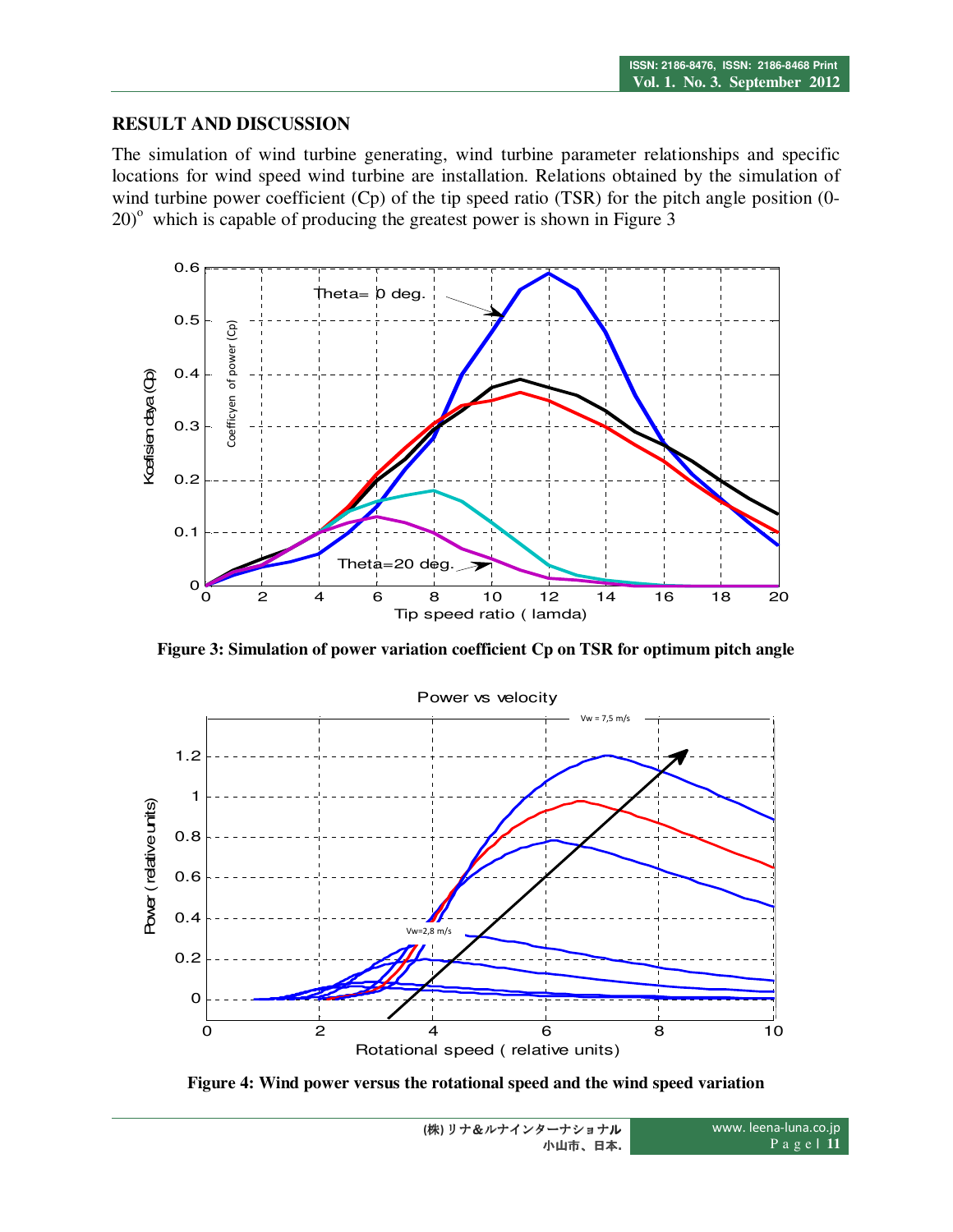## RESULT AND DISCUSSION

The simulation of wind turbine generating, wind turbine parameter relationships and specific locations for wind speed wind turbine are installation. Relations obtained by the simulation of wind turbine power coefficient (Cp) of the tip speed ratio (TSR) for the pitch angle position (0-20)$^{o}$ which is capable of producing the greatest power is shown in Figure 3

**Figure 3: Simulation of power variation coefficient Cp on TSR for optimum pitch angle**

**Figure 4: Wind power versus the rotational speed and the wind speed variation**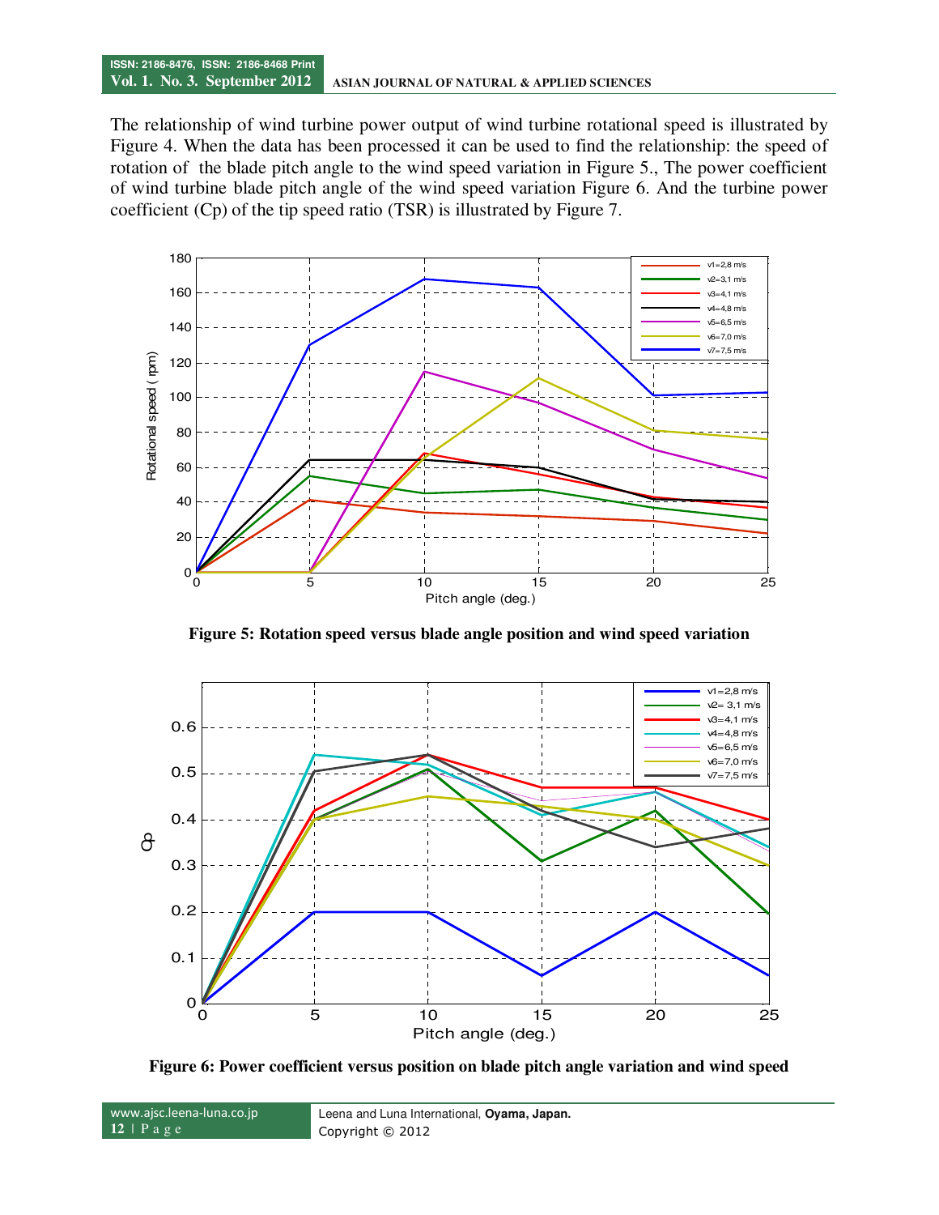The relationship of wind turbine power output of wind turbine rotational speed is illustrated by Figure 4. When the data has been processed it can be used to find the relationship: the speed of rotation of the blade pitch angle to the wind speed variation in Figure 5., The power coefficient of wind turbine blade pitch angle of the wind speed variation Figure 6. And the turbine power coefficient (Cp) of the tip speed ratio (TSR) is illustrated by Figure 7.

**Figure 5: Rotation speed versus blade angle position and wind speed variation**

**Figure 6: Power coefficient versus position on blade pitch angle variation and wind speed**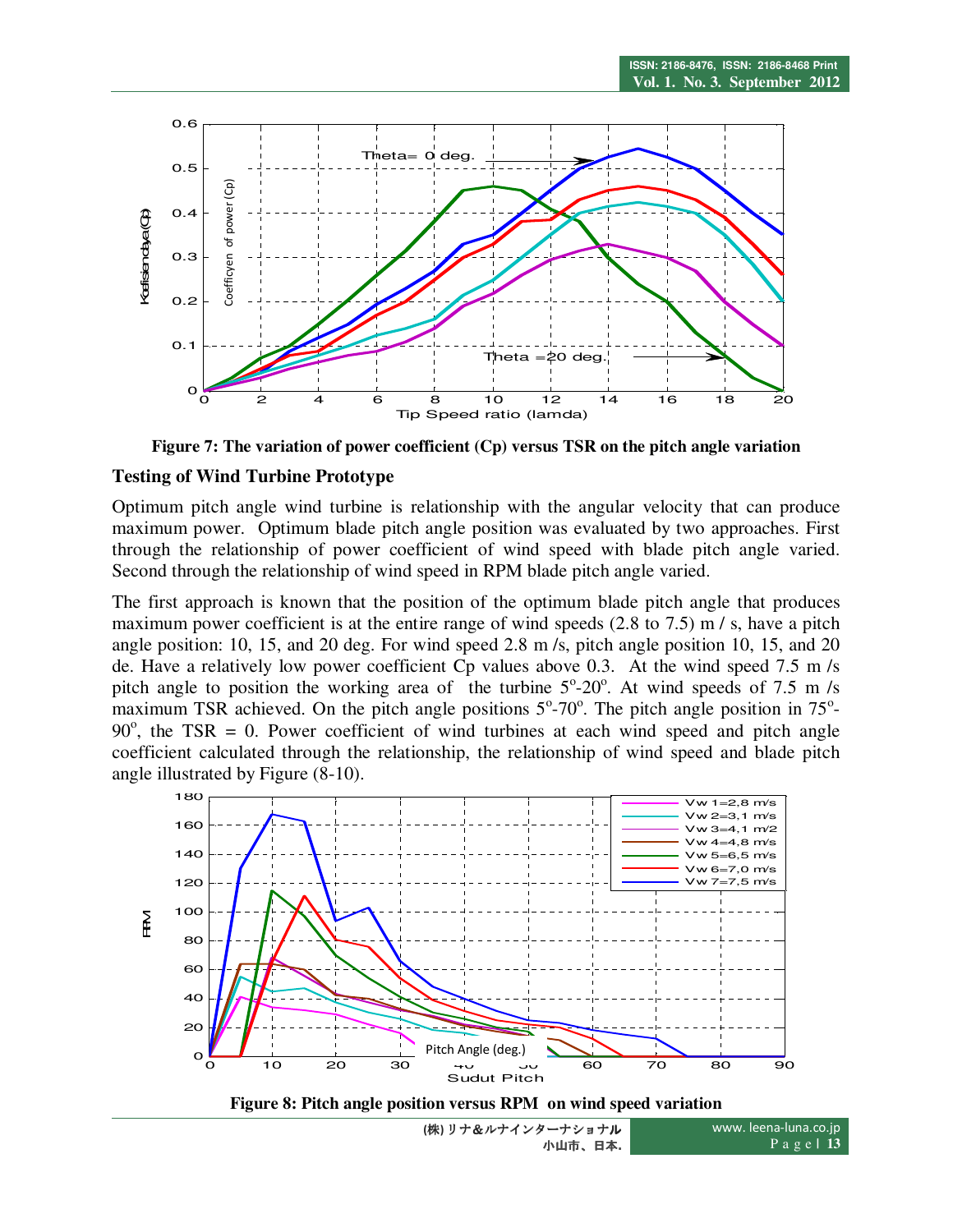**Figure 7: The variation of power coefficient (Cp) versus TSR on the pitch angle variation**

## Testing of Wind Turbine Prototype

Optimum pitch angle wind turbine is relationship with the angular velocity that can produce maximum power. Optimum blade pitch angle position was evaluated by two approaches. First through the relationship of power coefficient of wind speed with blade pitch angle varied. Second through the relationship of wind speed in RPM blade pitch angle varied.

The first approach is known that the position of the optimum blade pitch angle that produces maximum power coefficient is at the entire range of wind speeds (2.8 to 7.5) m / s, have a pitch angle position: 10, 15, and 20 deg. For wind speed 2.8 m /s, pitch angle position 10, 15, and 20 de. Have a relatively low power coefficient Cp values above 0.3. At the wind speed 7.5 m /s pitch angle to position the working area of the turbine 5°-20°. At wind speeds of 7.5 m /s maximum TSR achieved. On the pitch angle positions 5°-70°. The pitch angle position in 75°-90°, the TSR = 0. Power coefficient of wind turbines at each wind speed and pitch angle coefficient calculated through the relationship, the relationship of wind speed and blade pitch angle illustrated by Figure (8-10).

**Figure 8: Pitch angle position versus RPM on wind speed variation**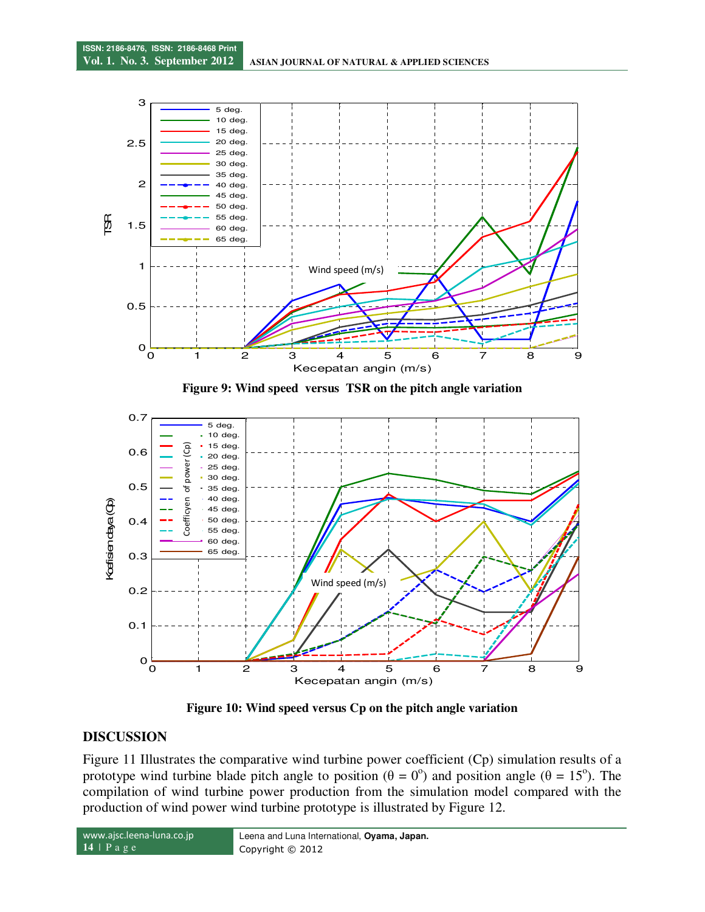Figure 9: Wind speed versus TSR on the pitch angle variation

Figure 10: Wind speed versus Cp on the pitch angle variation

## DISCUSSION

Figure 11 Illustrates the comparative wind turbine power coefficient (Cp) simulation results of a prototype wind turbine blade pitch angle to position ($\theta = 0^o$) and position angle ($\theta = 15^o$). The compilation of wind turbine power production from the simulation model compared with the production of wind power wind turbine prototype is illustrated by Figure 12.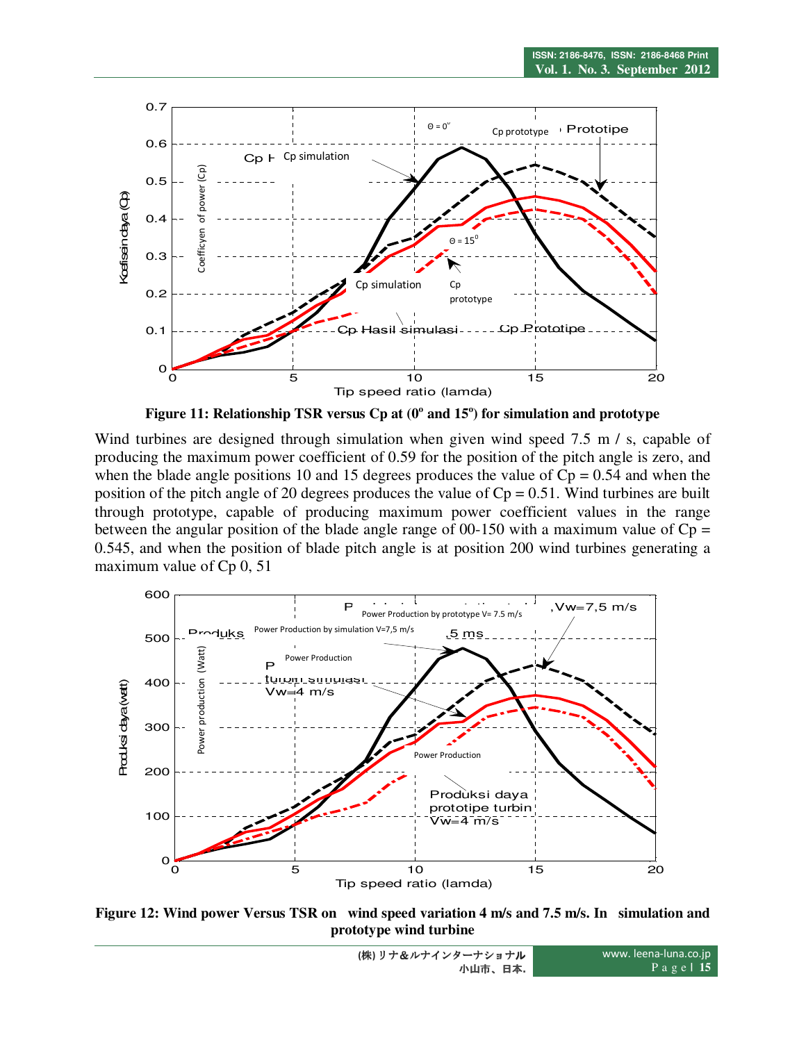**Figure 11: Relationship TSR versus Cp at (0º and 15º) for simulation and prototype**

Wind turbines are designed through simulation when given wind speed 7.5 m / s, capable of producing the maximum power coefficient of 0.59 for the position of the pitch angle is zero, and when the blade angle positions 10 and 15 degrees produces the value of Cp = 0.54 and when the position of the pitch angle of 20 degrees produces the value of Cp = 0.51. Wind turbines are built through prototype, capable of producing maximum power coefficient values in the range between the angular position of the blade angle range of 00-150 with a maximum value of Cp = 0.545, and when the position of blade pitch angle is at position 200 wind turbines generating a maximum value of Cp 0, 51

**Figure 12: Wind power Versus TSR on wind speed variation 4 m/s and 7.5 m/s. In simulation and prototype wind turbine**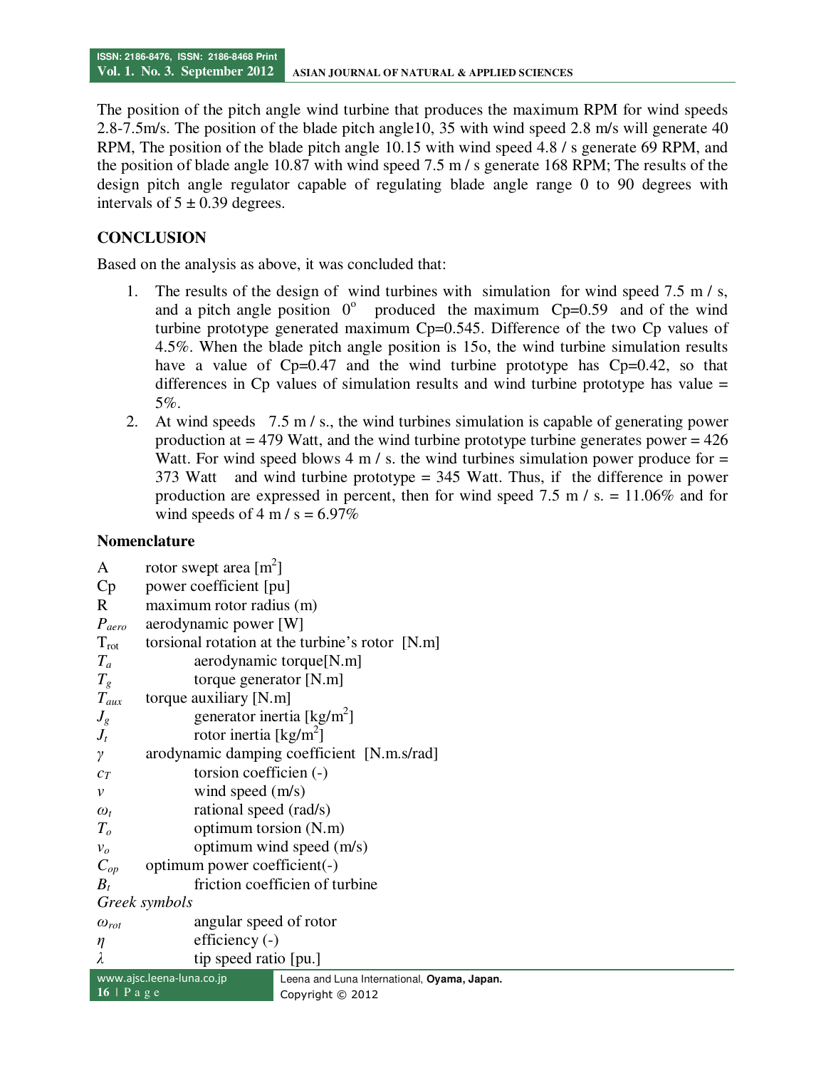The position of the pitch angle wind turbine that produces the maximum RPM for wind speeds 2.8-7.5m/s. The position of the blade pitch angle10, 35 with wind speed 2.8 m/s will generate 40 RPM, The position of the blade pitch angle 10.15 with wind speed 4.8 / s generate 69 RPM, and the position of blade angle 10.87 with wind speed 7.5 m / s generate 168 RPM; The results of the design pitch angle regulator capable of regulating blade angle range 0 to 90 degrees with intervals of 5 ± 0.39 degrees.

## CONCLUSION

Based on the analysis as above, it was concluded that:

1. The results of the design of wind turbines with simulation for wind speed 7.5 m / s, and a pitch angle position $0^{o}$ produced the maximum Cp=0.59 and of the wind turbine prototype generated maximum Cp=0.545. Difference of the two Cp values of 4.5%. When the blade pitch angle position is 15o, the wind turbine simulation results have a value of Cp=0.47 and the wind turbine prototype has Cp=0.42, so that differences in Cp values of simulation results and wind turbine prototype has value = 5%.
2. At wind speeds 7.5 m / s., the wind turbines simulation is capable of generating power production at = 479 Watt, and the wind turbine prototype turbine generates power = 426 Watt. For wind speed blows 4 m / s. the wind turbines simulation power produce for = 373 Watt and wind turbine prototype = 345 Watt. Thus, if the difference in power production are expressed in percent, then for wind speed 7.5 m / s. = 11.06% and for wind speeds of 4 m / s = 6.97%

### Nomenclature

| | |
|---|---|
| A | rotor swept area [$m^2$] |
| Cp | power coefficient [pu] |
| R | maximum rotor radius (m) |
| $P_{aero}$ | aerodynamic power [W] |
| $T_{rot}$ | torsional rotation at the turbine's rotor [N.m] |
| $T_a$ | aerodynamic torque[N.m] |
| $T_g$ | torque generator [N.m] |
| $T_{aux}$ | torque auxiliary [N.m] |
| $J_g$ | generator inertia [kg/$m^2$] |
| $J_t$ | rotor inertia [kg/$m^2$] |
| $\gamma$ | arodynamic damping coefficient [N.m.s/rad] |
| $c_T$ | torsion coefficien (-) |
| $v$ | wind speed (m/s) |
| $\omega_t$ | rational speed (rad/s) |
| $T_o$ | optimum torsion (N.m) |
| $v_o$ | optimum wind speed (m/s) |
| $C_{op}$ | optimum power coefficient(-) |
| $B_t$ | friction coefficien of turbine |

*Greek symbols*

| | |
|---|---|
| $\omega_{rot}$ | angular speed of rotor |
| $\eta$ | efficiency (-) |
| $\lambda$ | tip speed ratio [pu.] |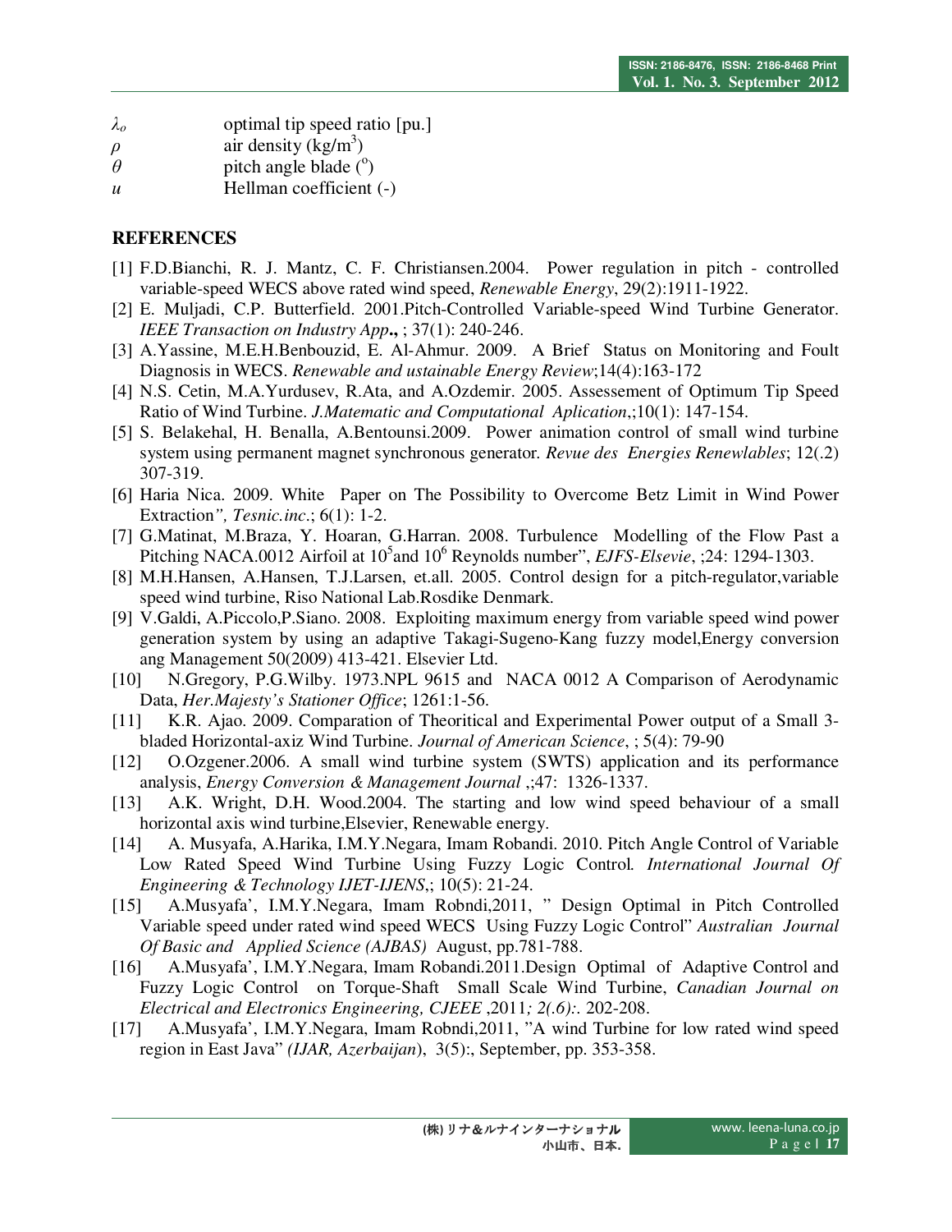| | |
|---|---|
| $\lambda_o$ | optimal tip speed ratio [pu.] |
| $\rho$ | air density (kg/m$^3$) |
| $\theta$ | pitch angle blade ($^o$) |
| $u$ | Hellman coefficient (-) |

## REFERENCES

[1] F.D.Bianchi, R. J. Mantz, C. F. Christiansen.2004. Power regulation in pitch - controlled variable-speed WECS above rated wind speed, *Renewable Energy*, 29(2):1911-1922.

[2] E. Muljadi, C.P. Butterfield. 2001.Pitch-Controlled Variable-speed Wind Turbine Generator. *IEEE Transaction on Industry App*., ; 37(1): 240-246.

[3] A.Yassine, M.E.H.Benbouzid, E. Al-Ahmur. 2009. A Brief Status on Monitoring and Foult Diagnosis in WECS. *Renewable and ustainable Energy Review*;14(4):163-172

[4] N.S. Cetin, M.A.Yurdusev, R.Ata, and A.Ozdemir. 2005. Assessement of Optimum Tip Speed Ratio of Wind Turbine. *J.Matematic and Computational Aplication*,;10(1): 147-154.

[5] S. Belakehal, H. Benalla, A.Bentounsi.2009. Power animation control of small wind turbine system using permanent magnet synchronous generator. *Revue des Energies Renewlables*; 12(.2) 307-319.

[6] Haria Nica. 2009. White Paper on The Possibility to Overcome Betz Limit in Wind Power Extraction*", Tesnic.inc*.; 6(1): 1-2.

[7] G.Matinat, M.Braza, Y. Hoaran, G.Harran. 2008. Turbulence Modelling of the Flow Past a Pitching NACA.0012 Airfoil at $10^5$and $10^6$ Reynolds number", *EJFS-Elsevie*, ;24: 1294-1303.

[8] M.H.Hansen, A.Hansen, T.J.Larsen, et.all. 2005. Control design for a pitch-regulator,variable speed wind turbine, Riso National Lab.Rosdike Denmark.

[9] V.Galdi, A.Piccolo,P.Siano. 2008. Exploiting maximum energy from variable speed wind power generation system by using an adaptive Takagi-Sugeno-Kang fuzzy model,Energy conversion ang Management 50(2009) 413-421. Elsevier Ltd.

[10] N.Gregory, P.G.Wilby. 1973.NPL 9615 and NACA 0012 A Comparison of Aerodynamic Data, *Her.Majesty's Stationer Office*; 1261:1-56.

[11] K.R. Ajao. 2009. Comparation of Theoritical and Experimental Power output of a Small 3-bladed Horizontal-axiz Wind Turbine. *Journal of American Science*, ; 5(4): 79-90

[12] O.Ozgener.2006. A small wind turbine system (SWTS) application and its performance analysis, *Energy Conversion & Management Journal* ,;47: 1326-1337.

[13] A.K. Wright, D.H. Wood.2004. The starting and low wind speed behaviour of a small horizontal axis wind turbine,Elsevier, Renewable energy.

[14] A. Musyafa, A.Harika, I.M.Y.Negara, Imam Robandi. 2010. Pitch Angle Control of Variable Low Rated Speed Wind Turbine Using Fuzzy Logic Control. *International Journal Of Engineering & Technology IJET-IJENS*,; 10(5): 21-24.

[15] A.Musyafa', I.M.Y.Negara, Imam Robndi,2011, " Design Optimal in Pitch Controlled Variable speed under rated wind speed WECS Using Fuzzy Logic Control" *Australian Journal Of Basic and Applied Science (AJBAS)* August, pp.781-788.

[16] A.Musyafa', I.M.Y.Negara, Imam Robandi.2011.Design Optimal of Adaptive Control and Fuzzy Logic Control on Torque-Shaft Small Scale Wind Turbine, *Canadian Journal on Electrical and Electronics Engineering, CJEEE* ,2011*; 2(.6):*. 202-208.

[17] A.Musyafa', I.M.Y.Negara, Imam Robndi,2011, "A wind Turbine for low rated wind speed region in East Java" *(IJAR, Azerbaijan*), 3(5):, September, pp. 353-358.